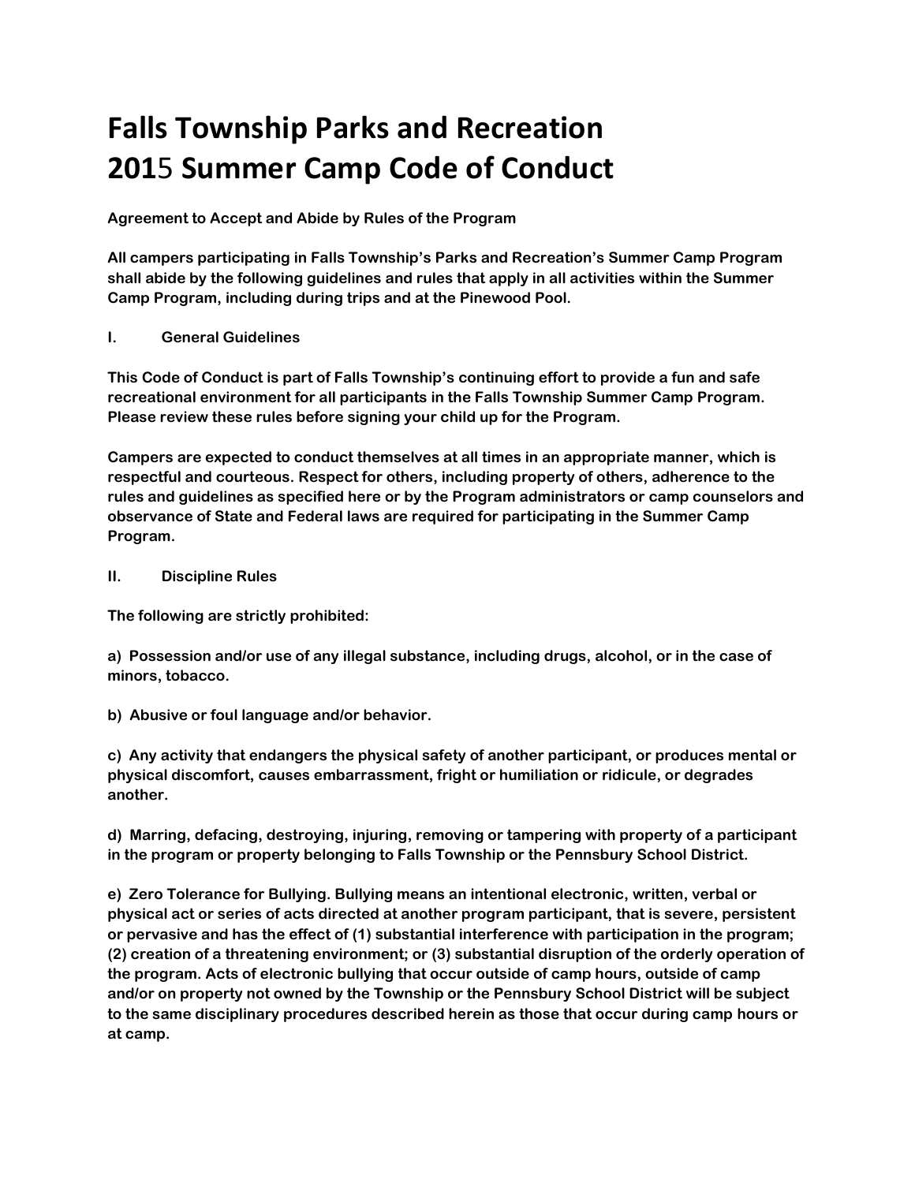# Falls Township Parks and Recreation
# 2015 Summer Camp Code of Conduct

**Agreement to Accept and Abide by Rules of the Program**

**All campers participating in Falls Township's Parks and Recreation's Summer Camp Program shall abide by the following guidelines and rules that apply in all activities within the Summer Camp Program, including during trips and at the Pinewood Pool.**

## I. General Guidelines

**This Code of Conduct is part of Falls Township's continuing effort to provide a fun and safe recreational environment for all participants in the Falls Township Summer Camp Program. Please review these rules before signing your child up for the Program.**

**Campers are expected to conduct themselves at all times in an appropriate manner, which is respectful and courteous. Respect for others, including property of others, adherence to the rules and guidelines as specified here or by the Program administrators or camp counselors and observance of State and Federal laws are required for participating in the Summer Camp Program.**

## II. Discipline Rules

**The following are strictly prohibited:**

**a) Possession and/or use of any illegal substance, including drugs, alcohol, or in the case of minors, tobacco.**

**b) Abusive or foul language and/or behavior.**

**c) Any activity that endangers the physical safety of another participant, or produces mental or physical discomfort, causes embarrassment, fright or humiliation or ridicule, or degrades another.**

**d) Marring, defacing, destroying, injuring, removing or tampering with property of a participant in the program or property belonging to Falls Township or the Pennsbury School District.**

**e) Zero Tolerance for Bullying. Bullying means an intentional electronic, written, verbal or physical act or series of acts directed at another program participant, that is severe, persistent or pervasive and has the effect of (1) substantial interference with participation in the program; (2) creation of a threatening environment; or (3) substantial disruption of the orderly operation of the program. Acts of electronic bullying that occur outside of camp hours, outside of camp and/or on property not owned by the Township or the Pennsbury School District will be subject to the same disciplinary procedures described herein as those that occur during camp hours or at camp.**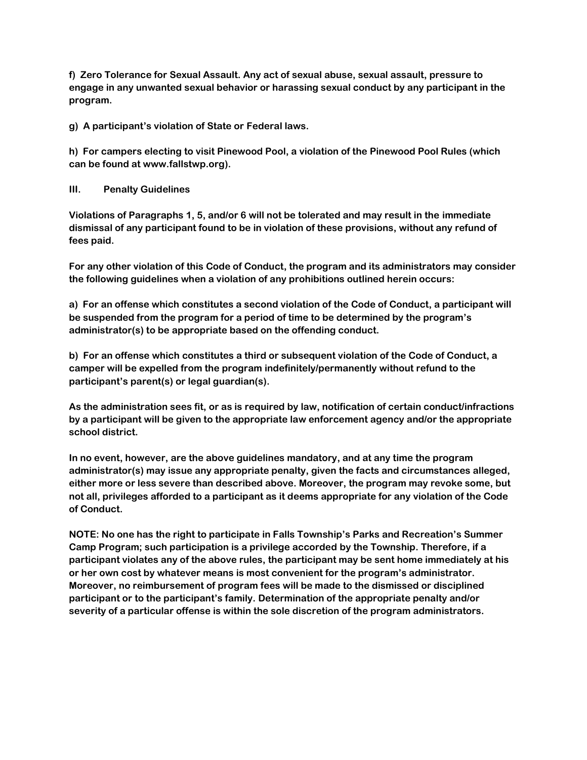**f) Zero Tolerance for Sexual Assault. Any act of sexual abuse, sexual assault, pressure to engage in any unwanted sexual behavior or harassing sexual conduct by any participant in the program.**

**g) A participant's violation of State or Federal laws.**

**h) For campers electing to visit Pinewood Pool, a violation of the Pinewood Pool Rules (which can be found at www.fallstwp.org).**

## III. Penalty Guidelines

**Violations of Paragraphs 1, 5, and/or 6 will not be tolerated and may result in the immediate dismissal of any participant found to be in violation of these provisions, without any refund of fees paid.**

**For any other violation of this Code of Conduct, the program and its administrators may consider the following guidelines when a violation of any prohibitions outlined herein occurs:**

**a) For an offense which constitutes a second violation of the Code of Conduct, a participant will be suspended from the program for a period of time to be determined by the program's administrator(s) to be appropriate based on the offending conduct.**

**b) For an offense which constitutes a third or subsequent violation of the Code of Conduct, a camper will be expelled from the program indefinitely/permanently without refund to the participant's parent(s) or legal guardian(s).**

**As the administration sees fit, or as is required by law, notification of certain conduct/infractions by a participant will be given to the appropriate law enforcement agency and/or the appropriate school district.**

**In no event, however, are the above guidelines mandatory, and at any time the program administrator(s) may issue any appropriate penalty, given the facts and circumstances alleged, either more or less severe than described above. Moreover, the program may revoke some, but not all, privileges afforded to a participant as it deems appropriate for any violation of the Code of Conduct.**

**NOTE: No one has the right to participate in Falls Township's Parks and Recreation's Summer Camp Program; such participation is a privilege accorded by the Township. Therefore, if a participant violates any of the above rules, the participant may be sent home immediately at his or her own cost by whatever means is most convenient for the program's administrator. Moreover, no reimbursement of program fees will be made to the dismissed or disciplined participant or to the participant's family. Determination of the appropriate penalty and/or severity of a particular offense is within the sole discretion of the program administrators.**